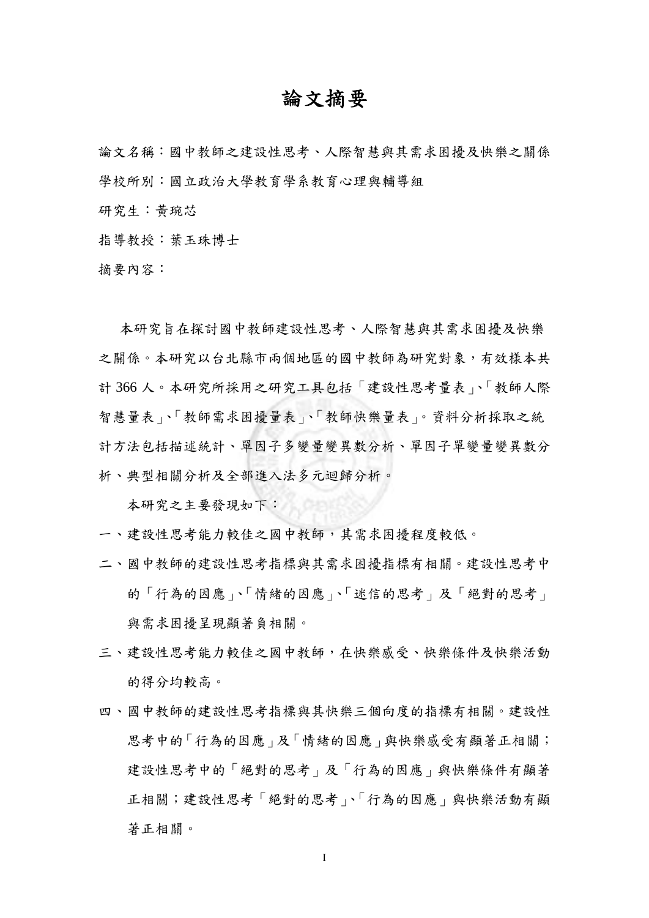# 論文摘要

論文名稱：國中教師之建設性思考、人際智慧與其需求困擾及快樂之關係

學校所別：國立政治大學教育學系教育心理與輔導組

研究生：黃琬芯

指導教授：葉玉珠博士

摘要內容：

本研究旨在探討國中教師建設性思考、人際智慧與其需求困擾及快樂之關係。本研究以台北縣市兩個地區的國中教師為研究對象，有效樣本共計 366 人。本研究所採用之研究工具包括「建設性思考量表」、「教師人際智慧量表」、「教師需求困擾量表」、「教師快樂量表」。資料分析採取之統計方法包括描述統計、單因子多變量變異數分析、單因子單變量變異數分析、典型相關分析及全部進入法多元迴歸分析。

本研究之主要發現如下：

一、建設性思考能力較佳之國中教師，其需求困擾程度較低。

二、國中教師的建設性思考指標與其需求困擾指標有相關。建設性思考中的「行為的因應」、「情緒的因應」、「迷信的思考」及「絕對的思考」與需求困擾呈現顯著負相關。

三、建設性思考能力較佳之國中教師，在快樂感受、快樂條件及快樂活動的得分均較高。

四、國中教師的建設性思考指標與其快樂三個向度的指標有相關。建設性思考中的「行為的因應」及「情緒的因應」與快樂感受有顯著正相關；建設性思考中的「絕對的思考」及「行為的因應」與快樂條件有顯著正相關；建設性思考「絕對的思考」、「行為的因應」與快樂活動有顯著正相關。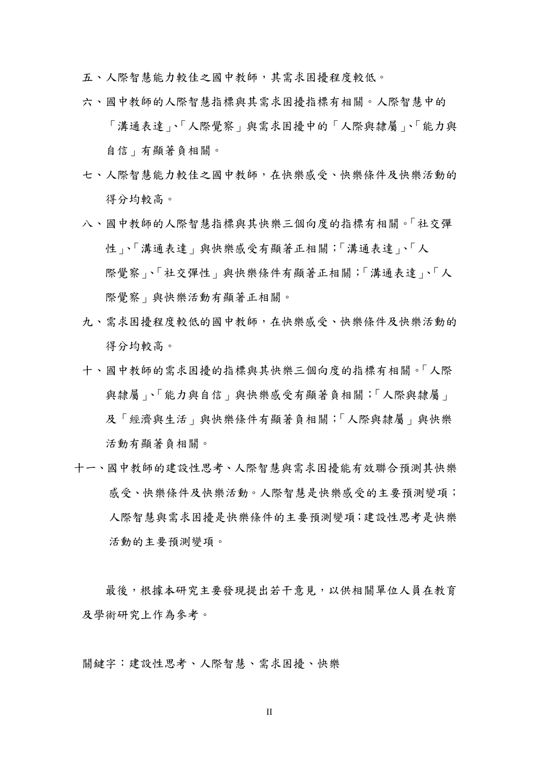五、人際智慧能力較佳之國中教師，其需求困擾程度較低。

六、國中教師的人際智慧指標與其需求困擾指標有相關。人際智慧中的「溝通表達」、「人際覺察」與需求困擾中的「人際與隸屬」、「能力與自信」有顯著負相關。

七、人際智慧能力較佳之國中教師，在快樂感受、快樂條件及快樂活動的得分均較高。

八、國中教師的人際智慧指標與其快樂三個向度的指標有相關。「社交彈性」、「溝通表達」與快樂感受有顯著正相關；「溝通表達」、「人際覺察」、「社交彈性」與快樂條件有顯著正相關；「溝通表達」、「人際覺察」與快樂活動有顯著正相關。

九、需求困擾程度較低的國中教師，在快樂感受、快樂條件及快樂活動的得分均較高。

十、國中教師的需求困擾的指標與其快樂三個向度的指標有相關。「人際與隸屬」、「能力與自信」與快樂感受有顯著負相關；「人際與隸屬」及「經濟與生活」與快樂條件有顯著負相關；「人際與隸屬」與快樂活動有顯著負相關。

十一、國中教師的建設性思考、人際智慧與需求困擾能有效聯合預測其快樂感受、快樂條件及快樂活動。人際智慧是快樂感受的主要預測變項；人際智慧與需求困擾是快樂條件的主要預測變項；建設性思考是快樂活動的主要預測變項。

最後，根據本研究主要發現提出若干意見，以供相關單位人員在教育及學術研究上作為參考。

關鍵字：建設性思考、人際智慧、需求困擾、快樂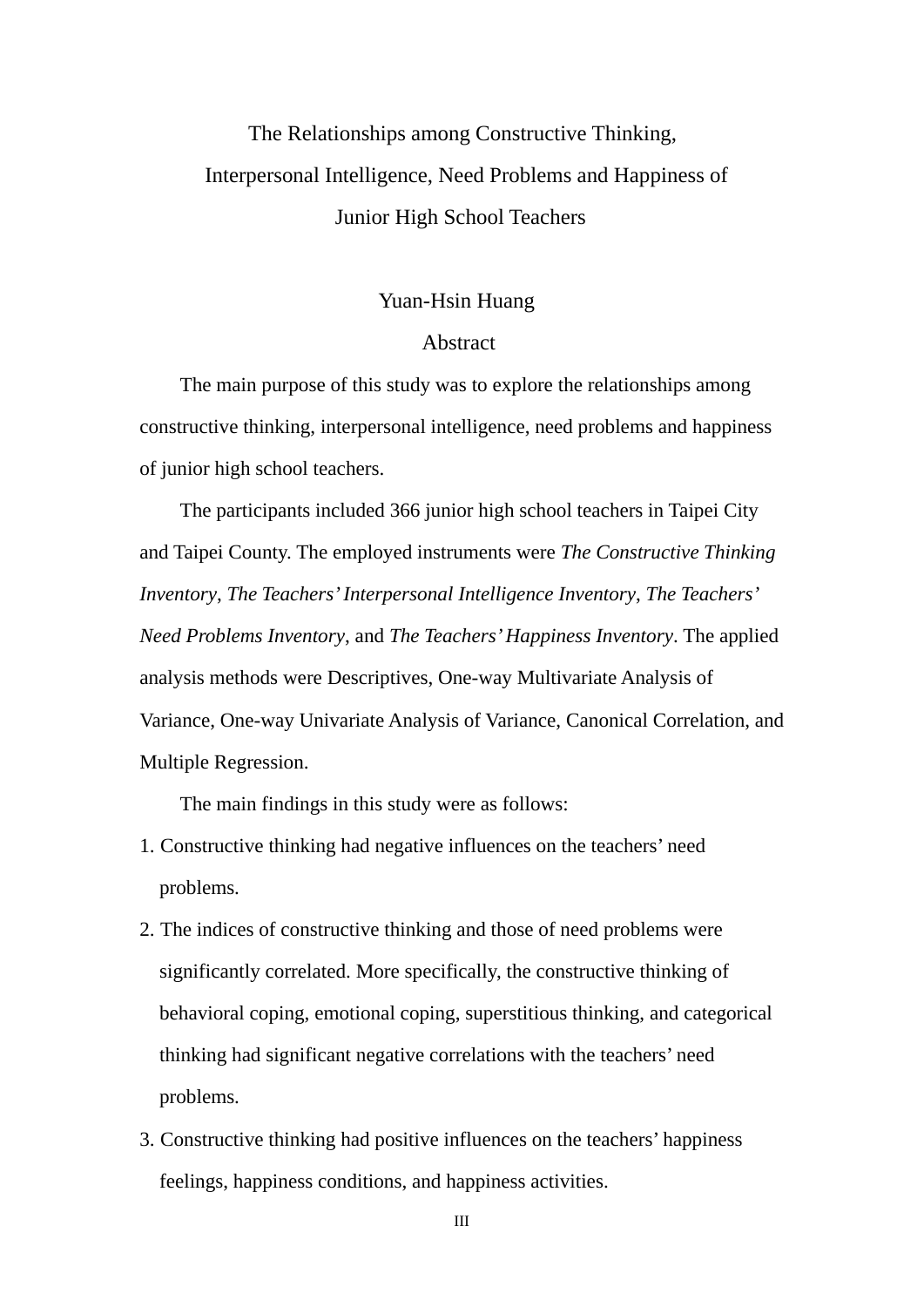# The Relationships among Constructive Thinking, Interpersonal Intelligence, Need Problems and Happiness of Junior High School Teachers

Yuan-Hsin Huang

## Abstract

The main purpose of this study was to explore the relationships among constructive thinking, interpersonal intelligence, need problems and happiness of junior high school teachers.

The participants included 366 junior high school teachers in Taipei City and Taipei County. The employed instruments were *The Constructive Thinking Inventory*, *The Teachers' Interpersonal Intelligence Inventory*, *The Teachers' Need Problems Inventory*, and *The Teachers' Happiness Inventory*. The applied analysis methods were Descriptives, One-way Multivariate Analysis of Variance, One-way Univariate Analysis of Variance, Canonical Correlation, and Multiple Regression.

The main findings in this study were as follows:

1. Constructive thinking had negative influences on the teachers' need problems.
2. The indices of constructive thinking and those of need problems were significantly correlated. More specifically, the constructive thinking of behavioral coping, emotional coping, superstitious thinking, and categorical thinking had significant negative correlations with the teachers' need problems.
3. Constructive thinking had positive influences on the teachers' happiness feelings, happiness conditions, and happiness activities.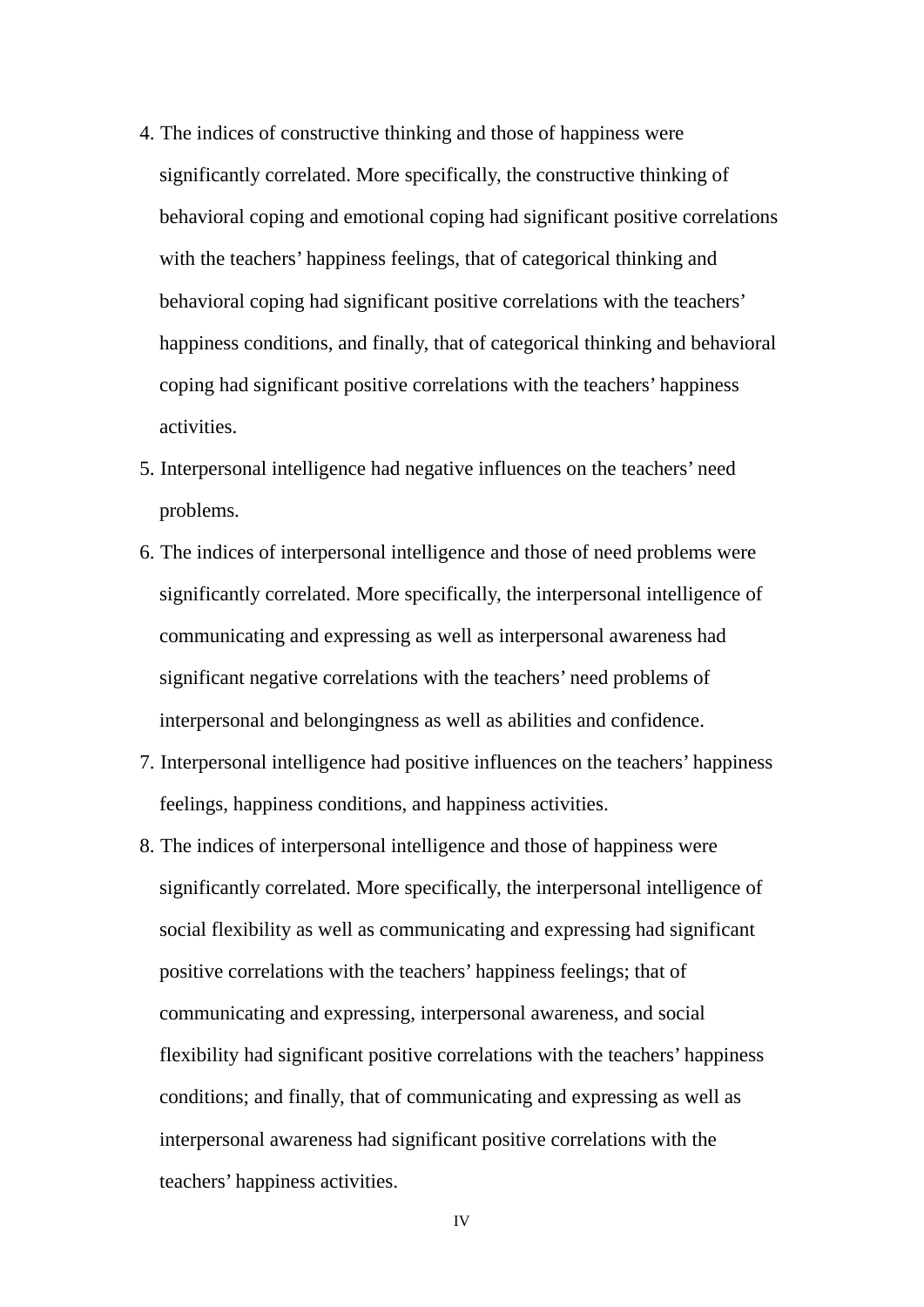4. The indices of constructive thinking and those of happiness were significantly correlated. More specifically, the constructive thinking of behavioral coping and emotional coping had significant positive correlations with the teachers' happiness feelings, that of categorical thinking and behavioral coping had significant positive correlations with the teachers' happiness conditions, and finally, that of categorical thinking and behavioral coping had significant positive correlations with the teachers' happiness activities.
5. Interpersonal intelligence had negative influences on the teachers' need problems.
6. The indices of interpersonal intelligence and those of need problems were significantly correlated. More specifically, the interpersonal intelligence of communicating and expressing as well as interpersonal awareness had significant negative correlations with the teachers' need problems of interpersonal and belongingness as well as abilities and confidence.
7. Interpersonal intelligence had positive influences on the teachers' happiness feelings, happiness conditions, and happiness activities.
8. The indices of interpersonal intelligence and those of happiness were significantly correlated. More specifically, the interpersonal intelligence of social flexibility as well as communicating and expressing had significant positive correlations with the teachers' happiness feelings; that of communicating and expressing, interpersonal awareness, and social flexibility had significant positive correlations with the teachers' happiness conditions; and finally, that of communicating and expressing as well as interpersonal awareness had significant positive correlations with the teachers' happiness activities.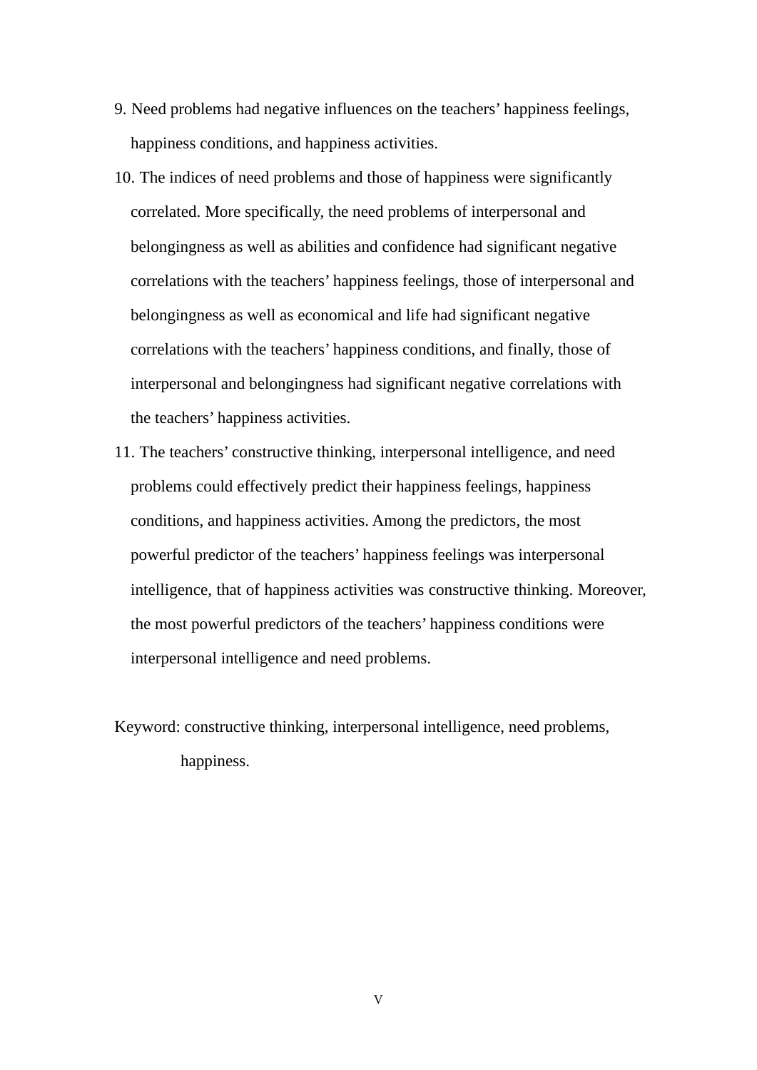9. Need problems had negative influences on the teachers' happiness feelings, happiness conditions, and happiness activities.
10. The indices of need problems and those of happiness were significantly correlated. More specifically, the need problems of interpersonal and belongingness as well as abilities and confidence had significant negative correlations with the teachers' happiness feelings, those of interpersonal and belongingness as well as economical and life had significant negative correlations with the teachers' happiness conditions, and finally, those of interpersonal and belongingness had significant negative correlations with the teachers' happiness activities.
11. The teachers' constructive thinking, interpersonal intelligence, and need problems could effectively predict their happiness feelings, happiness conditions, and happiness activities. Among the predictors, the most powerful predictor of the teachers' happiness feelings was interpersonal intelligence, that of happiness activities was constructive thinking. Moreover, the most powerful predictors of the teachers' happiness conditions were interpersonal intelligence and need problems.

Keyword: constructive thinking, interpersonal intelligence, need problems, happiness.